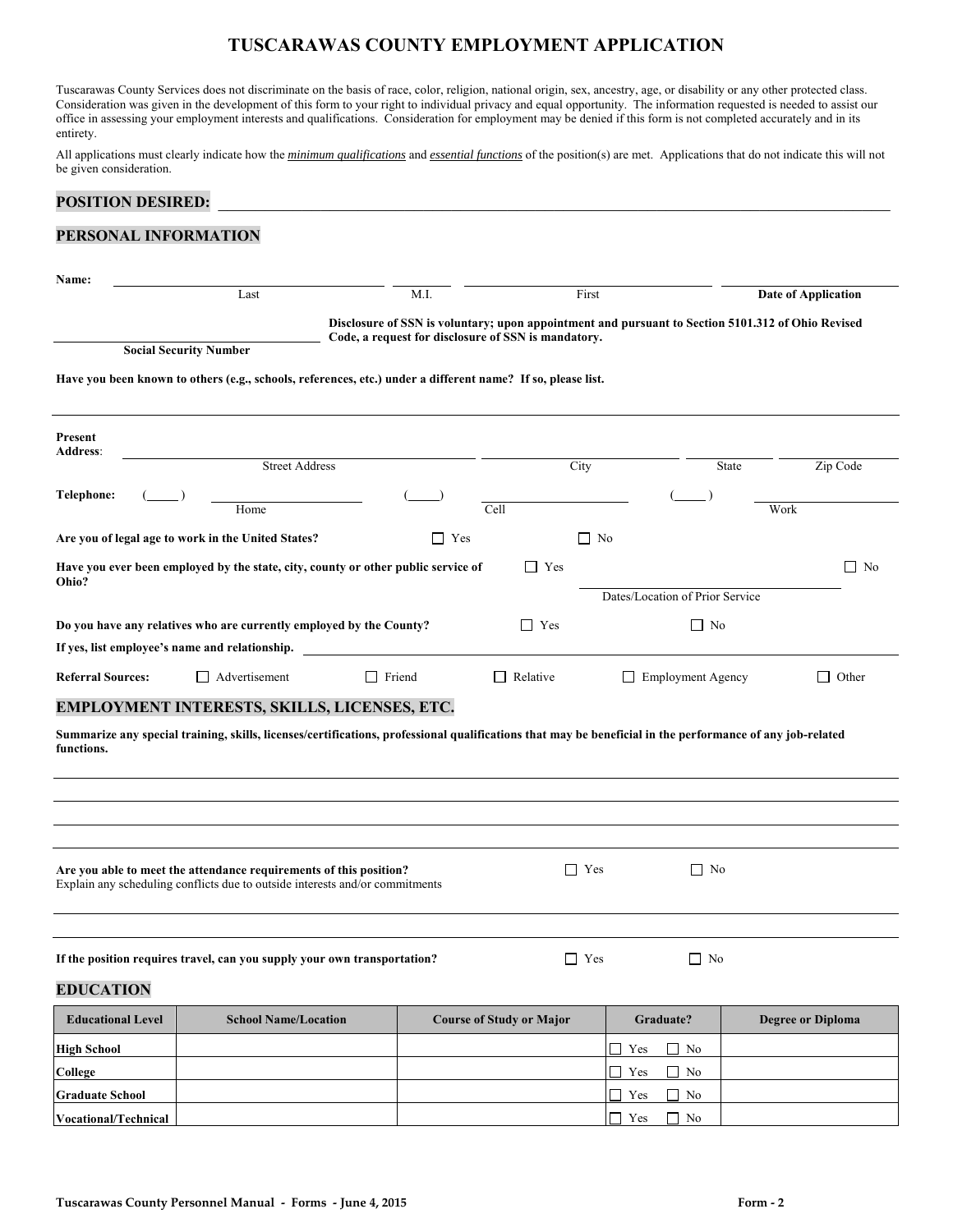# TUSCARAWAS COUNTY EMPLOYMENT APPLICATION

Tuscarawas County Services does not discriminate on the basis of race, color, religion, national origin, sex, ancestry, age, or disability or any other protected class. Consideration was given in the development of this form to your right to individual privacy and equal opportunity. The information requested is needed to assist our office in assessing your employment interests and qualifications. Consideration for employment may be denied if this form is not completed accurately and in its entirety.

All applications must clearly indicate how the ***minimum qualifications*** and ***essential functions*** of the position(s) are met. Applications that do not indicate this will not be given consideration.

## POSITION DESIRED: ____________________

## PERSONAL INFORMATION

**Name:** ____________________ Last ______ M.I. ____________________ First ____________________ **Date of Application**

____________________ **Social Security Number**

**Disclosure of SSN is voluntary; upon appointment and pursuant to Section 5101.312 of Ohio Revised Code, a request for disclosure of SSN is mandatory.**

**Have you been known to others (e.g., schools, references, etc.) under a different name? If so, please list.**

____________________

**Present Address:** ____________________ Street Address ____________________ City ________ State ________ Zip Code

**Telephone:** (____) ____________ Home (____) ____________ Cell (____) ____________ Work

**Are you of legal age to work in the United States?** ☐ Yes ☐ No

**Have you ever been employed by the state, city, county or other public service of Ohio?** ☐ Yes ☐ No

____________________ Dates/Location of Prior Service

**Do you have any relatives who are currently employed by the County?** ☐ Yes ☐ No

**If yes, list employee's name and relationship.** ____________________

**Referral Sources:** ☐ Advertisement ☐ Friend ☐ Relative ☐ Employment Agency ☐ Other

## EMPLOYMENT INTERESTS, SKILLS, LICENSES, ETC.

**Summarize any special training, skills, licenses/certifications, professional qualifications that may be beneficial in the performance of any job-related functions.**

____________________

____________________

____________________

____________________

**Are you able to meet the attendance requirements of this position?** ☐ Yes ☐ No

Explain any scheduling conflicts due to outside interests and/or commitments

____________________

____________________

**If the position requires travel, can you supply your own transportation?** ☐ Yes ☐ No

## EDUCATION

| Educational Level | School Name/Location | Course of Study or Major | Graduate? | Degree or Diploma |
|---|---|---|---|---|
| **High School** | | | ☐ Yes ☐ No | |
| **College** | | | ☐ Yes ☐ No | |
| **Graduate School** | | | ☐ Yes ☐ No | |
| **Vocational/Technical** | | | ☐ Yes ☐ No | |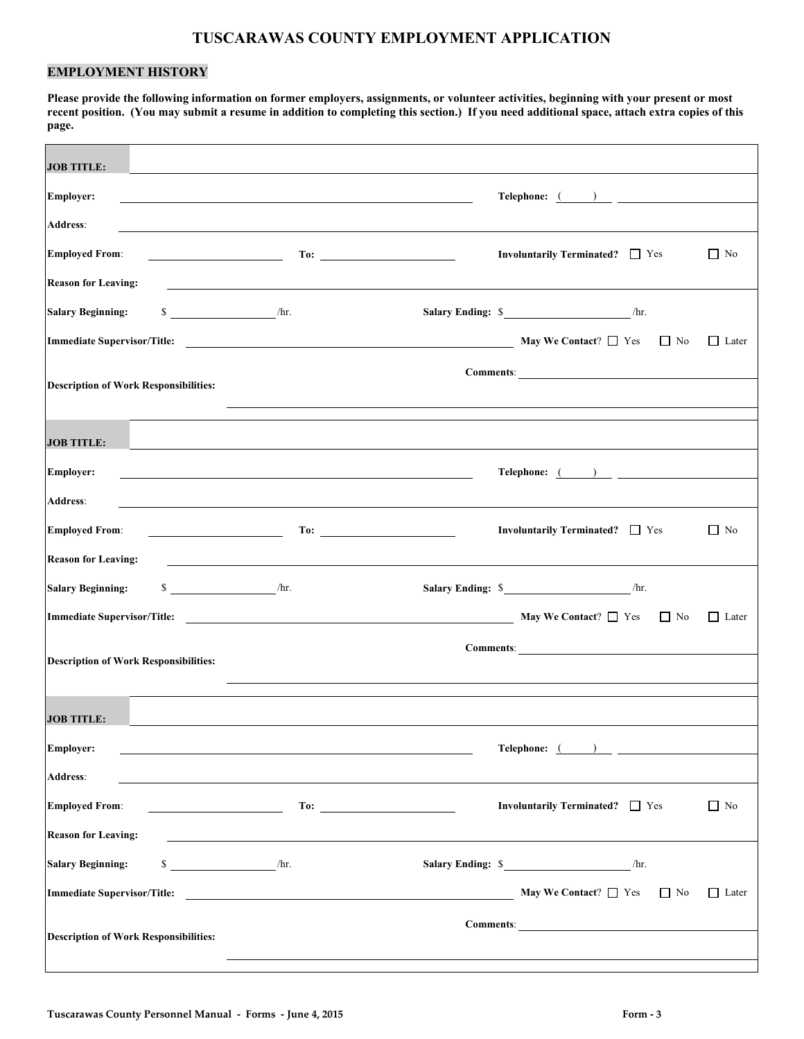# TUSCARAWAS COUNTY EMPLOYMENT APPLICATION

## EMPLOYMENT HISTORY

**Please provide the following information on former employers, assignments, or volunteer activities, beginning with your present or most recent position. (You may submit a resume in addition to completing this section.) If you need additional space, attach extra copies of this page.**

**JOB TITLE:** ____________________

**Employer:** ____________________ **Telephone:** ( ) ____________

**Address:** ____________________

**Employed From:** ____________ **To:** ____________ **Involuntarily Terminated?** ☐ Yes ☐ No

**Reason for Leaving:** ____________________

**Salary Beginning:** $ ____________ /hr. **Salary Ending:** $ ____________ /hr.

**Immediate Supervisor/Title:** ____________________ **May We Contact**? ☐ Yes ☐ No ☐ Later

**Description of Work Responsibilities:** **Comments**: ____________________

---

**JOB TITLE:** ____________________

**Employer:** ____________________ **Telephone:** ( ) ____________

**Address:** ____________________

**Employed From:** ____________ **To:** ____________ **Involuntarily Terminated?** ☐ Yes ☐ No

**Reason for Leaving:** ____________________

**Salary Beginning:** $ ____________ /hr. **Salary Ending:** $ ____________ /hr.

**Immediate Supervisor/Title:** ____________________ **May We Contact**? ☐ Yes ☐ No ☐ Later

**Description of Work Responsibilities:** **Comments**: ____________________

---

**JOB TITLE:** ____________________

**Employer:** ____________________ **Telephone:** ( ) ____________

**Address:** ____________________

**Employed From:** ____________ **To:** ____________ **Involuntarily Terminated?** ☐ Yes ☐ No

**Reason for Leaving:** ____________________

**Salary Beginning:** $ ____________ /hr. **Salary Ending:** $ ____________ /hr.

**Immediate Supervisor/Title:** ____________________ **May We Contact**? ☐ Yes ☐ No ☐ Later

**Description of Work Responsibilities:** **Comments**: ____________________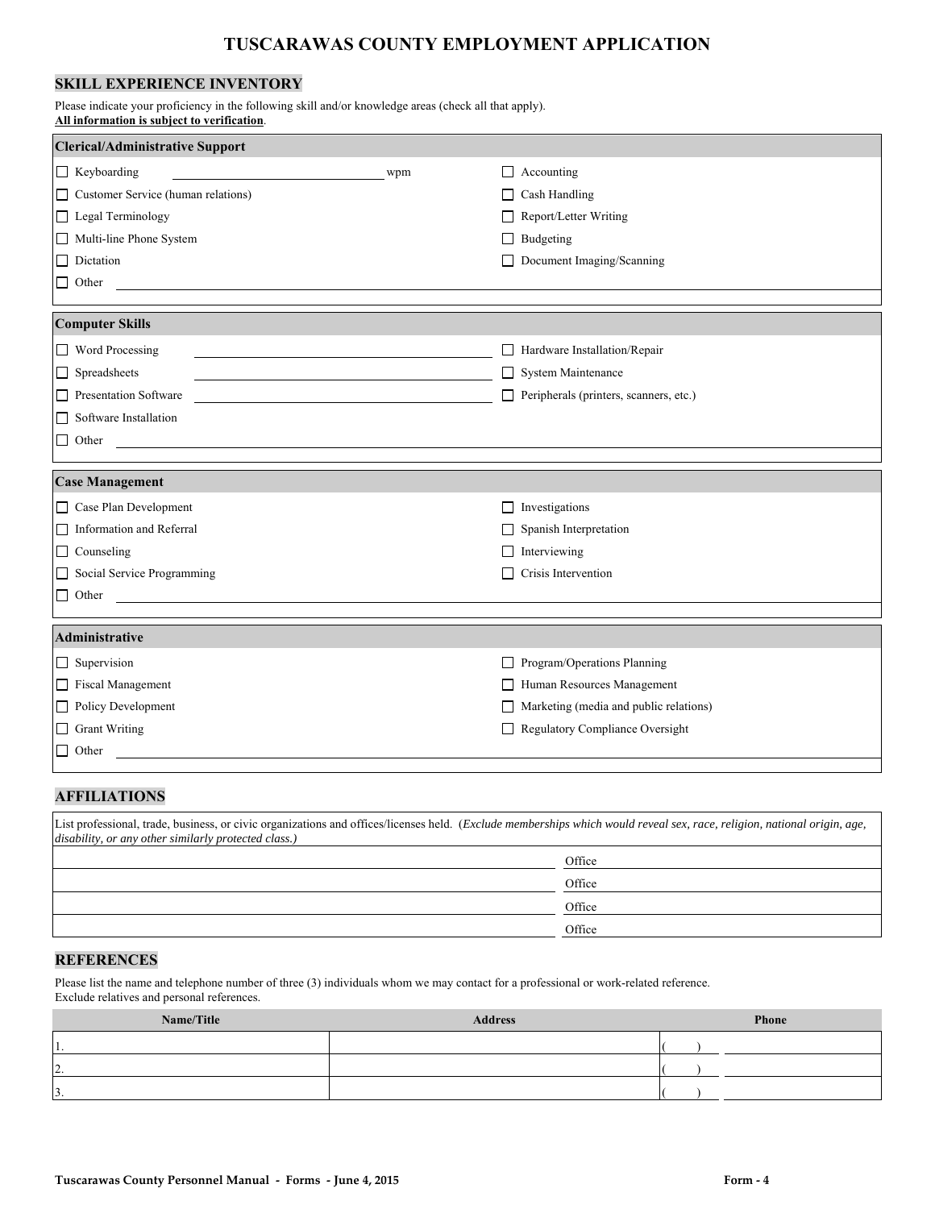# TUSCARAWAS COUNTY EMPLOYMENT APPLICATION

## SKILL EXPERIENCE INVENTORY

Please indicate your proficiency in the following skill and/or knowledge areas (check all that apply).
**All information is subject to verification**.

| **Clerical/Administrative Support** | |
|---|---|
| ☐ Keyboarding ______________ wpm | ☐ Accounting |
| ☐ Customer Service (human relations) | ☐ Cash Handling |
| ☐ Legal Terminology | ☐ Report/Letter Writing |
| ☐ Multi-line Phone System | ☐ Budgeting |
| ☐ Dictation | ☐ Document Imaging/Scanning |
| ☐ Other ______________ | |

| **Computer Skills** | |
|---|---|
| ☐ Word Processing ______________ | ☐ Hardware Installation/Repair |
| ☐ Spreadsheets ______________ | ☐ System Maintenance |
| ☐ Presentation Software ______________ | ☐ Peripherals (printers, scanners, etc.) |
| ☐ Software Installation | |
| ☐ Other ______________ | |

| **Case Management** | |
|---|---|
| ☐ Case Plan Development | ☐ Investigations |
| ☐ Information and Referral | ☐ Spanish Interpretation |
| ☐ Counseling | ☐ Interviewing |
| ☐ Social Service Programming | ☐ Crisis Intervention |
| ☐ Other ______________ | |

| **Administrative** | |
|---|---|
| ☐ Supervision | ☐ Program/Operations Planning |
| ☐ Fiscal Management | ☐ Human Resources Management |
| ☐ Policy Development | ☐ Marketing (media and public relations) |
| ☐ Grant Writing | ☐ Regulatory Compliance Oversight |
| ☐ Other ______________ | |

## AFFILIATIONS

List professional, trade, business, or civic organizations and offices/licenses held. (*Exclude memberships which would reveal sex, race, religion, national origin, age, disability, or any other similarly protected class.)*

| | |
|---|---|
| | Office |
| | Office |
| | Office |
| | Office |

## REFERENCES

Please list the name and telephone number of three (3) individuals whom we may contact for a professional or work-related reference.
Exclude relatives and personal references.

| Name/Title | Address | Phone |
|---|---|---|
| 1. | | ( ) |
| 2. | | ( ) |
| 3. | | ( ) |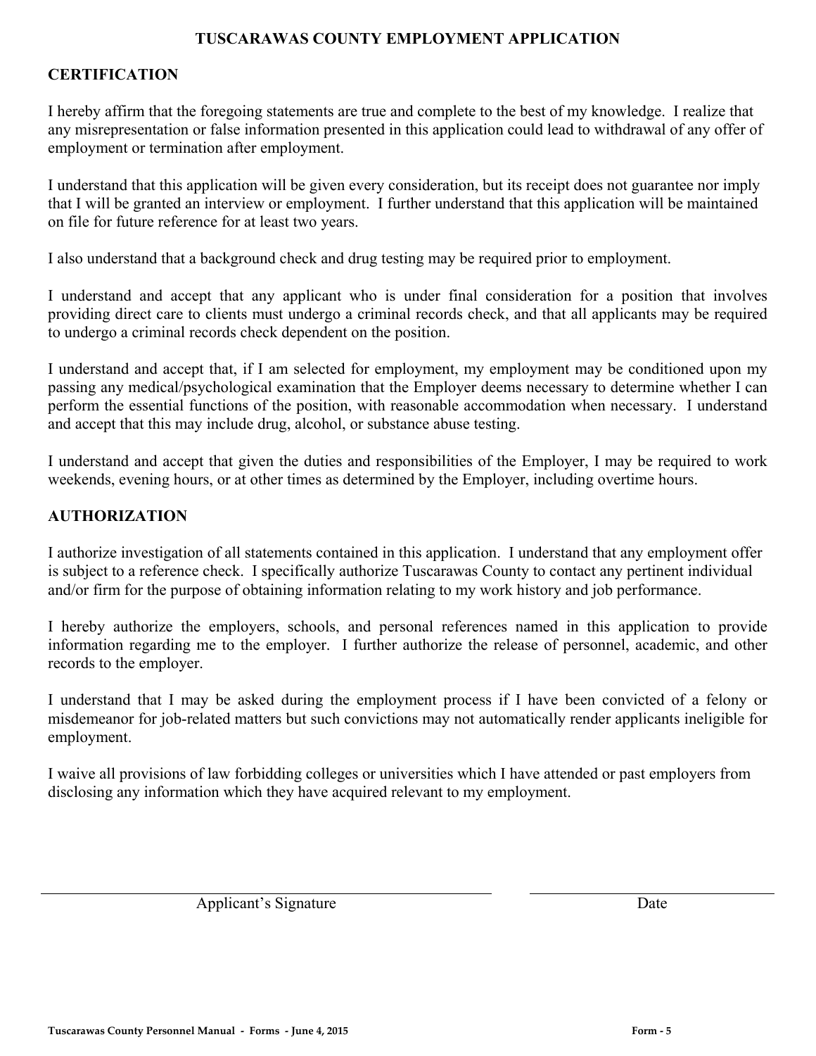# TUSCARAWAS COUNTY EMPLOYMENT APPLICATION

## CERTIFICATION

I hereby affirm that the foregoing statements are true and complete to the best of my knowledge. I realize that any misrepresentation or false information presented in this application could lead to withdrawal of any offer of employment or termination after employment.

I understand that this application will be given every consideration, but its receipt does not guarantee nor imply that I will be granted an interview or employment. I further understand that this application will be maintained on file for future reference for at least two years.

I also understand that a background check and drug testing may be required prior to employment.

I understand and accept that any applicant who is under final consideration for a position that involves providing direct care to clients must undergo a criminal records check, and that all applicants may be required to undergo a criminal records check dependent on the position.

I understand and accept that, if I am selected for employment, my employment may be conditioned upon my passing any medical/psychological examination that the Employer deems necessary to determine whether I can perform the essential functions of the position, with reasonable accommodation when necessary. I understand and accept that this may include drug, alcohol, or substance abuse testing.

I understand and accept that given the duties and responsibilities of the Employer, I may be required to work weekends, evening hours, or at other times as determined by the Employer, including overtime hours.

## AUTHORIZATION

I authorize investigation of all statements contained in this application. I understand that any employment offer is subject to a reference check. I specifically authorize Tuscarawas County to contact any pertinent individual and/or firm for the purpose of obtaining information relating to my work history and job performance.

I hereby authorize the employers, schools, and personal references named in this application to provide information regarding me to the employer. I further authorize the release of personnel, academic, and other records to the employer.

I understand that I may be asked during the employment process if I have been convicted of a felony or misdemeanor for job-related matters but such convictions may not automatically render applicants ineligible for employment.

I waive all provisions of law forbidding colleges or universities which I have attended or past employers from disclosing any information which they have acquired relevant to my employment.

\_\_\_\_\_\_\_\_\_\_\_\_\_\_\_\_\_\_\_\_\_\_\_\_\_\_\_\_\_\_\_\_\_\_\_\_\_\_\_\_ \_\_\_\_\_\_\_\_\_\_\_\_\_\_\_\_\_\_\_\_\_\_

Applicant's Signature Date